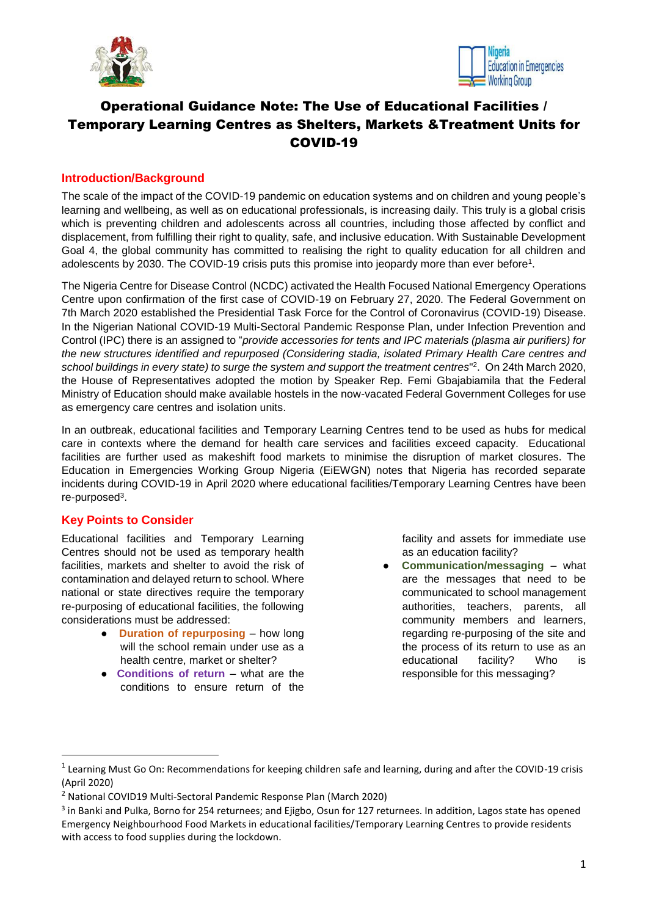# Operational Guidance Note: The Use of Educational Facilities / Temporary Learning Centres as Shelters, Markets &Treatment Units for COVID-19

## Introduction/Background

The scale of the impact of the COVID-19 pandemic on education systems and on children and young people's learning and wellbeing, as well as on educational professionals, is increasing daily. This truly is a global crisis which is preventing children and adolescents across all countries, including those affected by conflict and displacement, from fulfilling their right to quality, safe, and inclusive education. With Sustainable Development Goal 4, the global community has committed to realising the right to quality education for all children and adolescents by 2030. The COVID-19 crisis puts this promise into jeopardy more than ever before[1].

The Nigeria Centre for Disease Control (NCDC) activated the Health Focused National Emergency Operations Centre upon confirmation of the first case of COVID-19 on February 27, 2020. The Federal Government on 7th March 2020 established the Presidential Task Force for the Control of Coronavirus (COVID-19) Disease. In the Nigerian National COVID-19 Multi-Sectoral Pandemic Response Plan, under Infection Prevention and Control (IPC) there is an assigned to "*provide accessories for tents and IPC materials (plasma air purifiers) for the new structures identified and repurposed (Considering stadia, isolated Primary Health Care centres and school buildings in every state) to surge the system and support the treatment centres*"[2]. On 24th March 2020, the House of Representatives adopted the motion by Speaker Rep. Femi Gbajabiamila that the Federal Ministry of Education should make available hostels in the now-vacated Federal Government Colleges for use as emergency care centres and isolation units.

In an outbreak, educational facilities and Temporary Learning Centres tend to be used as hubs for medical care in contexts where the demand for health care services and facilities exceed capacity. Educational facilities are further used as makeshift food markets to minimise the disruption of market closures. The Education in Emergencies Working Group Nigeria (EiEWGN) notes that Nigeria has recorded separate incidents during COVID-19 in April 2020 where educational facilities/Temporary Learning Centres have been re-purposed[3].

## Key Points to Consider

Educational facilities and Temporary Learning Centres should not be used as temporary health facilities, markets and shelter to avoid the risk of contamination and delayed return to school. Where national or state directives require the temporary re-purposing of educational facilities, the following considerations must be addressed:

- **Duration of repurposing** – how long will the school remain under use as a health centre, market or shelter?
- **Conditions of return** – what are the conditions to ensure return of the facility and assets for immediate use as an education facility?
- **Communication/messaging** – what are the messages that need to be communicated to school management authorities, teachers, parents, all community members and learners, regarding re-purposing of the site and the process of its return to use as an educational facility? Who is responsible for this messaging?

---

[1] Learning Must Go On: Recommendations for keeping children safe and learning, during and after the COVID-19 crisis (April 2020)

[2] National COVID19 Multi-Sectoral Pandemic Response Plan (March 2020)

[3] in Banki and Pulka, Borno for 254 returnees; and Ejigbo, Osun for 127 returnees. In addition, Lagos state has opened Emergency Neighbourhood Food Markets in educational facilities/Temporary Learning Centres to provide residents with access to food supplies during the lockdown.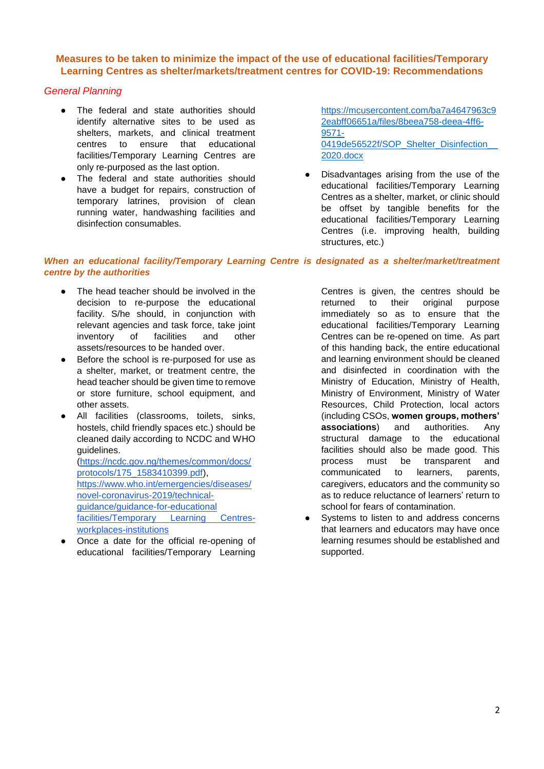## Measures to be taken to minimize the impact of the use of educational facilities/Temporary Learning Centres as shelter/markets/treatment centres for COVID-19: Recommendations

### *General Planning*

- The federal and state authorities should identify alternative sites to be used as shelters, markets, and clinical treatment centres to ensure that educational facilities/Temporary Learning Centres are only re-purposed as the last option.
- The federal and state authorities should have a budget for repairs, construction of temporary latrines, provision of clean running water, handwashing facilities and disinfection consumables. https://mcusercontent.com/ba7a4647963c92eabff06651a/files/8beea758-deea-4ff6-9571-0419de56522f/SOP_Shelter_Disinfection__2020.docx
- Disadvantages arising from the use of the educational facilities/Temporary Learning Centres as a shelter, market, or clinic should be offset by tangible benefits for the educational facilities/Temporary Learning Centres (i.e. improving health, building structures, etc.)

### ***When an educational facility/Temporary Learning Centre is designated as a shelter/market/treatment centre by the authorities***

- The head teacher should be involved in the decision to re-purpose the educational facility. S/he should, in conjunction with relevant agencies and task force, take joint inventory of facilities and other assets/resources to be handed over.
- Before the school is re-purposed for use as a shelter, market, or treatment centre, the head teacher should be given time to remove or store furniture, school equipment, and other assets.
- All facilities (classrooms, toilets, sinks, hostels, child friendly spaces etc.) should be cleaned daily according to NCDC and WHO guidelines. (https://ncdc.gov.ng/themes/common/docs/protocols/175_1583410399.pdf), https://www.who.int/emergencies/diseases/novel-coronavirus-2019/technical-guidance/guidance-for-educational facilities/Temporary Learning Centres-workplaces-institutions
- Once a date for the official re-opening of educational facilities/Temporary Learning Centres is given, the centres should be returned to their original purpose immediately so as to ensure that the educational facilities/Temporary Learning Centres can be re-opened on time. As part of this handing back, the entire educational and learning environment should be cleaned and disinfected in coordination with the Ministry of Education, Ministry of Health, Ministry of Environment, Ministry of Water Resources, Child Protection, local actors (including CSOs, **women groups, mothers' associations**) and authorities. Any structural damage to the educational facilities should also be made good. This process must be transparent and communicated to learners, parents, caregivers, educators and the community so as to reduce reluctance of learners' return to school for fears of contamination.
- Systems to listen to and address concerns that learners and educators may have once learning resumes should be established and supported.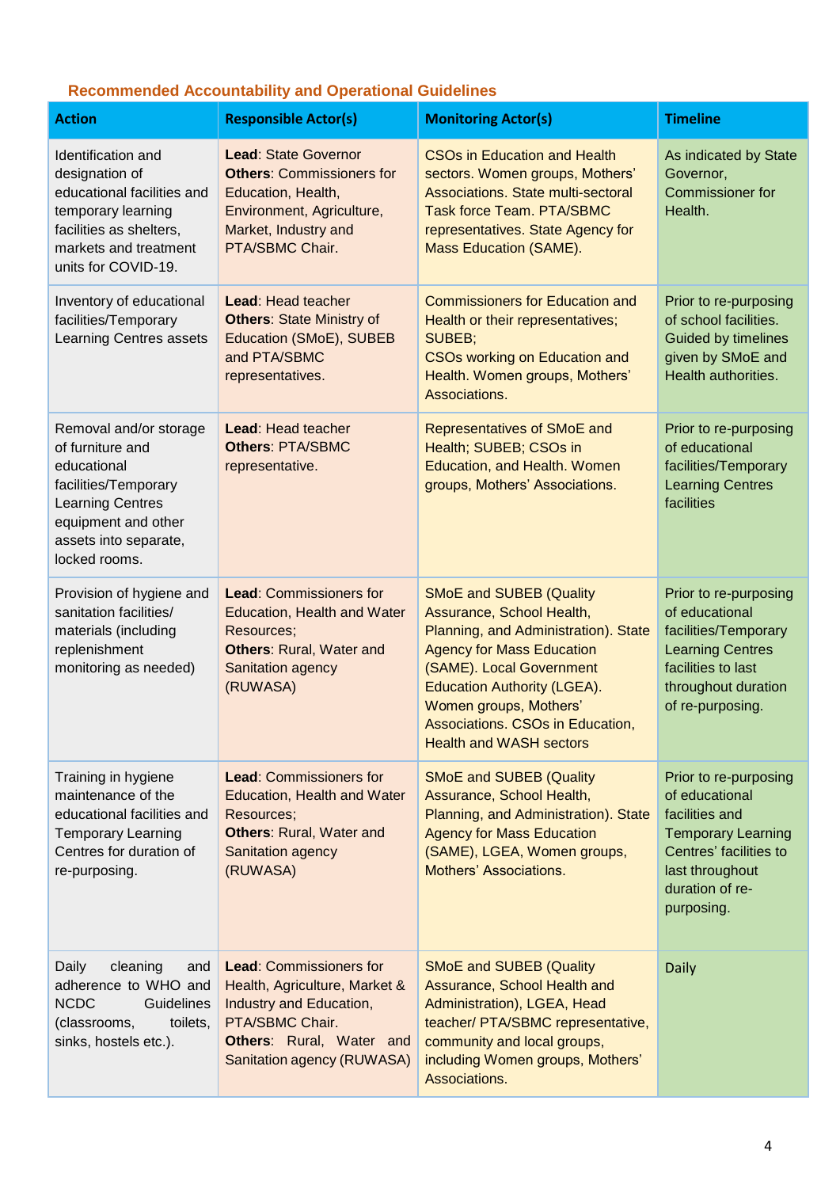### Recommended Accountability and Operational Guidelines

| Action | Responsible Actor(s) | Monitoring Actor(s) | Timeline |
|---|---|---|---|
| Identification and designation of educational facilities and temporary learning facilities as shelters, markets and treatment units for COVID-19. | **Lead**: State Governor<br>**Others**: Commissioners for Education, Health, Environment, Agriculture, Market, Industry and PTA/SBMC Chair. | CSOs in Education and Health sectors. Women groups, Mothers' Associations. State multi-sectoral Task force Team. PTA/SBMC representatives. State Agency for Mass Education (SAME). | As indicated by State Governor, Commissioner for Health. |
| Inventory of educational facilities/Temporary Learning Centres assets | **Lead**: Head teacher<br>**Others**: State Ministry of Education (SMoE), SUBEB and PTA/SBMC representatives. | Commissioners for Education and Health or their representatives; SUBEB;<br>CSOs working on Education and Health. Women groups, Mothers' Associations. | Prior to re-purposing of school facilities. Guided by timelines given by SMoE and Health authorities. |
| Removal and/or storage of furniture and educational facilities/Temporary Learning Centres equipment and other assets into separate, locked rooms. | **Lead**: Head teacher<br>**Others**: PTA/SBMC representative. | Representatives of SMoE and Health; SUBEB; CSOs in Education, and Health. Women groups, Mothers' Associations. | Prior to re-purposing of educational facilities/Temporary Learning Centres facilities |
| Provision of hygiene and sanitation facilities/ materials (including replenishment monitoring as needed) | **Lead**: Commissioners for Education, Health and Water Resources;<br>**Others**: Rural, Water and Sanitation agency (RUWASA) | SMoE and SUBEB (Quality Assurance, School Health, Planning, and Administration). State Agency for Mass Education (SAME). Local Government Education Authority (LGEA). Women groups, Mothers' Associations. CSOs in Education, Health and WASH sectors | Prior to re-purposing of educational facilities/Temporary Learning Centres facilities to last throughout duration of re-purposing. |
| Training in hygiene maintenance of the educational facilities and Temporary Learning Centres for duration of re-purposing. | **Lead**: Commissioners for Education, Health and Water Resources;<br>**Others**: Rural, Water and Sanitation agency (RUWASA) | SMoE and SUBEB (Quality Assurance, School Health, Planning, and Administration). State Agency for Mass Education (SAME), LGEA, Women groups, Mothers' Associations. | Prior to re-purposing of educational facilities and Temporary Learning Centres' facilities to last throughout duration of re-purposing. |
| Daily cleaning and adherence to WHO and NCDC Guidelines (classrooms, toilets, sinks, hostels etc.). | **Lead**: Commissioners for Health, Agriculture, Market & Industry and Education, PTA/SBMC Chair.<br>**Others**: Rural, Water and Sanitation agency (RUWASA) | SMoE and SUBEB (Quality Assurance, School Health and Administration), LGEA, Head teacher/ PTA/SBMC representative, community and local groups, including Women groups, Mothers' Associations. | Daily |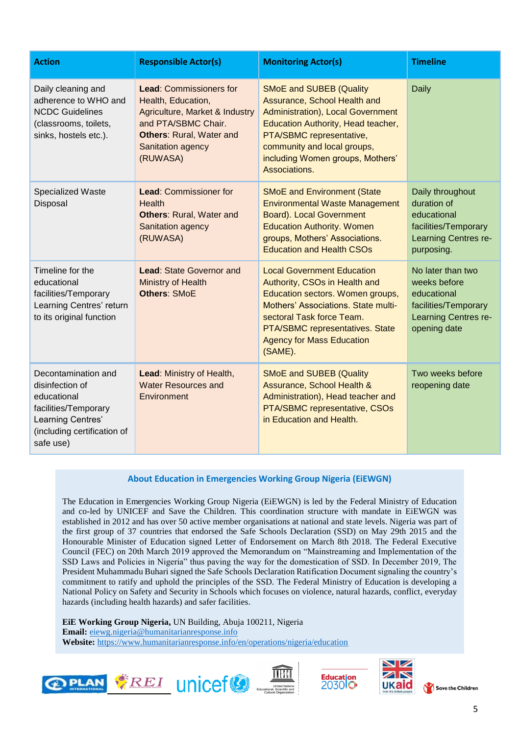| Action | Responsible Actor(s) | Monitoring Actor(s) | Timeline |
| --- | --- | --- | --- |
| Daily cleaning and adherence to WHO and NCDC Guidelines (classrooms, toilets, sinks, hostels etc.). | **Lead**: Commissioners for Health, Education, Agriculture, Market & Industry and PTA/SBMC Chair. **Others**: Rural, Water and Sanitation agency (RUWASA) | SMoE and SUBEB (Quality Assurance, School Health and Administration), Local Government Education Authority, Head teacher, PTA/SBMC representative, community and local groups, including Women groups, Mothers' Associations. | Daily |
| Specialized Waste Disposal | **Lead**: Commissioner for Health **Others**: Rural, Water and Sanitation agency (RUWASA) | SMoE and Environment (State Environmental Waste Management Board). Local Government Education Authority. Women groups, Mothers' Associations. Education and Health CSOs | Daily throughout duration of educational facilities/Temporary Learning Centres re-purposing. |
| Timeline for the educational facilities/Temporary Learning Centres' return to its original function | **Lead**: State Governor and Ministry of Health **Others**: SMoE | Local Government Education Authority, CSOs in Health and Education sectors. Women groups, Mothers' Associations. State multi-sectoral Task force Team. PTA/SBMC representatives. State Agency for Mass Education (SAME). | No later than two weeks before educational facilities/Temporary Learning Centres re-opening date |
| Decontamination and disinfection of educational facilities/Temporary Learning Centres' (including certification of safe use) | **Lead**: Ministry of Health, Water Resources and Environment | SMoE and SUBEB (Quality Assurance, School Health & Administration), Head teacher and PTA/SBMC representative, CSOs in Education and Health. | Two weeks before reopening date |

## About Education in Emergencies Working Group Nigeria (EiEWGN)

The Education in Emergencies Working Group Nigeria (EiEWGN) is led by the Federal Ministry of Education and co-led by UNICEF and Save the Children. This coordination structure with mandate in EiEWGN was established in 2012 and has over 50 active member organisations at national and state levels. Nigeria was part of the first group of 37 countries that endorsed the Safe Schools Declaration (SSD) on May 29th 2015 and the Honourable Minister of Education signed Letter of Endorsement on March 8th 2018. The Federal Executive Council (FEC) on 20th March 2019 approved the Memorandum on "Mainstreaming and Implementation of the SSD Laws and Policies in Nigeria" thus paving the way for the domestication of SSD. In December 2019, The President Muhammadu Buhari signed the Safe Schools Declaration Ratification Document signaling the country's commitment to ratify and uphold the principles of the SSD. The Federal Ministry of Education is developing a National Policy on Safety and Security in Schools which focuses on violence, natural hazards, conflict, everyday hazards (including health hazards) and safer facilities.

**EiE Working Group Nigeria,** UN Building, Abuja 100211, Nigeria
**Email:** eiewg.nigeria@humanitarianresponse.info
**Website:** https://www.humanitarianresponse.info/en/operations/nigeria/education